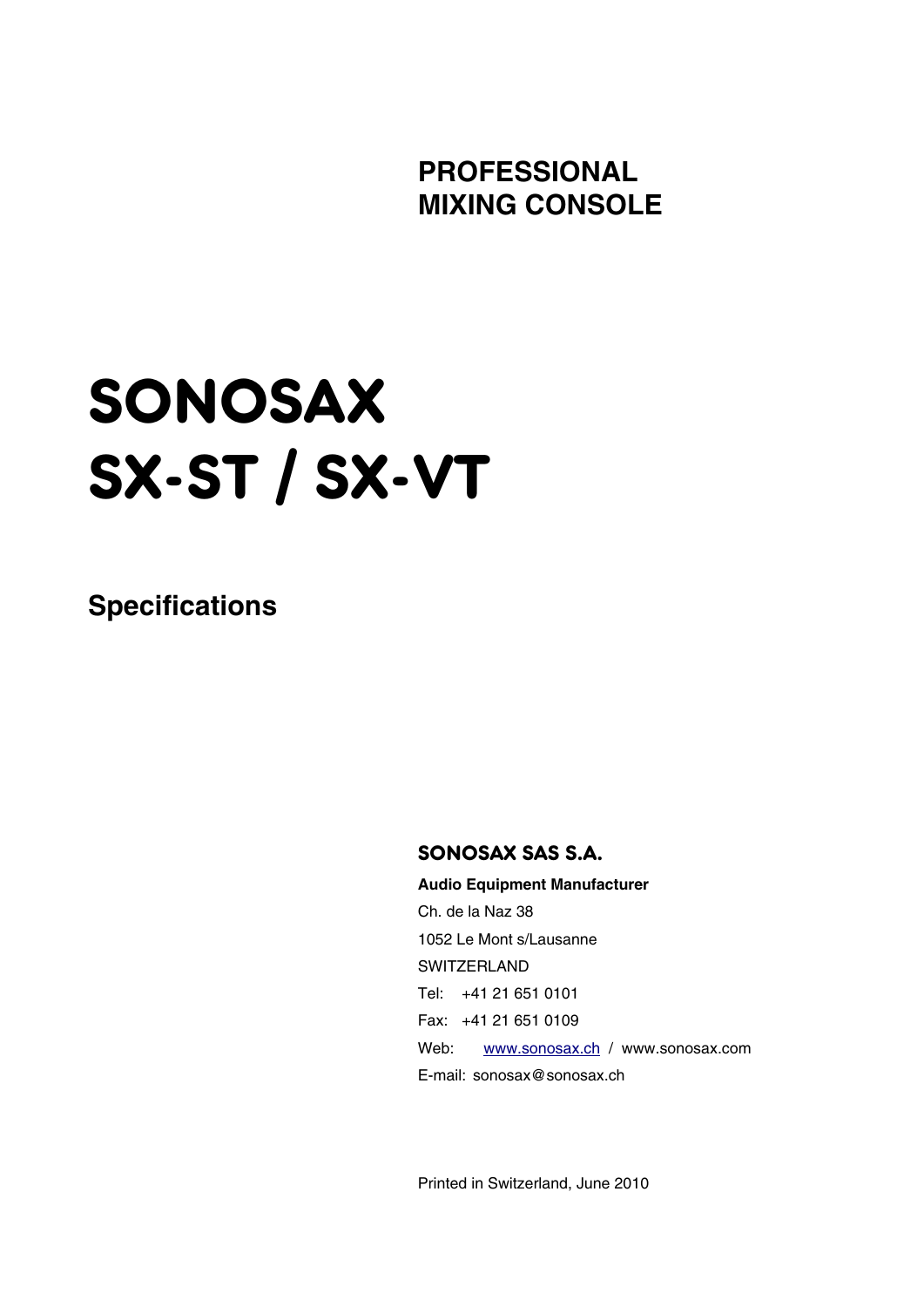**PROFESSIONAL**
**MIXING CONSOLE**

# SONOSAX
# SX-ST / SX-VT

## Specifications

**SONOSAX SAS S.A.**

**Audio Equipment Manufacturer**

Ch. de la Naz 38

1052 Le Mont s/Lausanne

SWITZERLAND

Tel: +41 21 651 0101

Fax: +41 21 651 0109

Web: www.sonosax.ch / www.sonosax.com

E-mail: sonosax@sonosax.ch

Printed in Switzerland, June 2010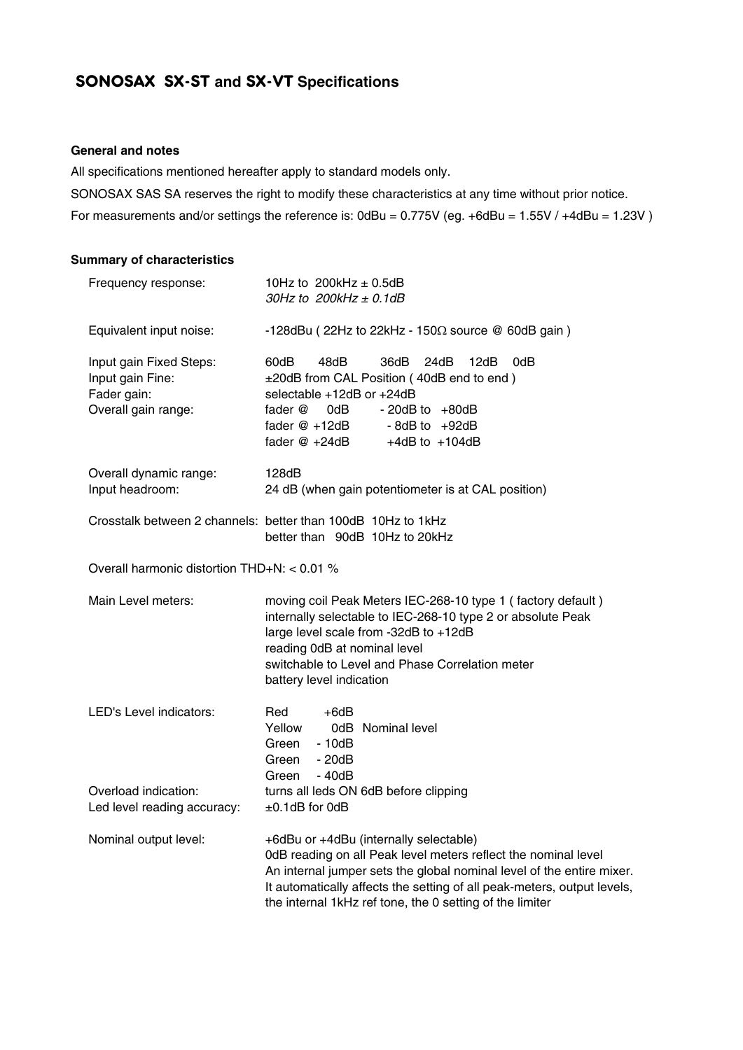## SONOSAX SX-ST and SX-VT Specifications

### General and notes

All specifications mentioned hereafter apply to standard models only.

SONOSAX SAS SA reserves the right to modify these characteristics at any time without prior notice.

For measurements and/or settings the reference is: 0dBu = 0.775V (eg. +6dBu = 1.55V / +4dBu = 1.23V )

### Summary of characteristics

| | |
|---|---|
| Frequency response: | 10Hz to 200kHz ± 0.5dB<br>*30Hz to 200kHz ± 0.1dB* |
| Equivalent input noise: | -128dBu ( 22Hz to 22kHz - 150Ω source @ 60dB gain ) |
| Input gain Fixed Steps: | 60dB 48dB 36dB 24dB 12dB 0dB |
| Input gain Fine: | ±20dB from CAL Position ( 40dB end to end ) |
| Fader gain: | selectable +12dB or +24dB |
| Overall gain range: | fader @ 0dB - 20dB to +80dB<br>fader @ +12dB - 8dB to +92dB<br>fader @ +24dB +4dB to +104dB |
| Overall dynamic range: | 128dB |
| Input headroom: | 24 dB (when gain potentiometer is at CAL position) |
| Crosstalk between 2 channels: | better than 100dB 10Hz to 1kHz<br>better than 90dB 10Hz to 20kHz |
| Overall harmonic distortion THD+N: | < 0.01 % |
| Main Level meters: | moving coil Peak Meters IEC-268-10 type 1 ( factory default )<br>internally selectable to IEC-268-10 type 2 or absolute Peak<br>large level scale from -32dB to +12dB<br>reading 0dB at nominal level<br>switchable to Level and Phase Correlation meter<br>battery level indication |
| LED's Level indicators: | Red +6dB<br>Yellow 0dB Nominal level<br>Green - 10dB<br>Green - 20dB<br>Green - 40dB |
| Overload indication: | turns all leds ON 6dB before clipping |
| Led level reading accuracy: | ±0.1dB for 0dB |
| Nominal output level: | +6dBu or +4dBu (internally selectable)<br>0dB reading on all Peak level meters reflect the nominal level<br>An internal jumper sets the global nominal level of the entire mixer.<br>It automatically affects the setting of all peak-meters, output levels, the internal 1kHz ref tone, the 0 setting of the limiter |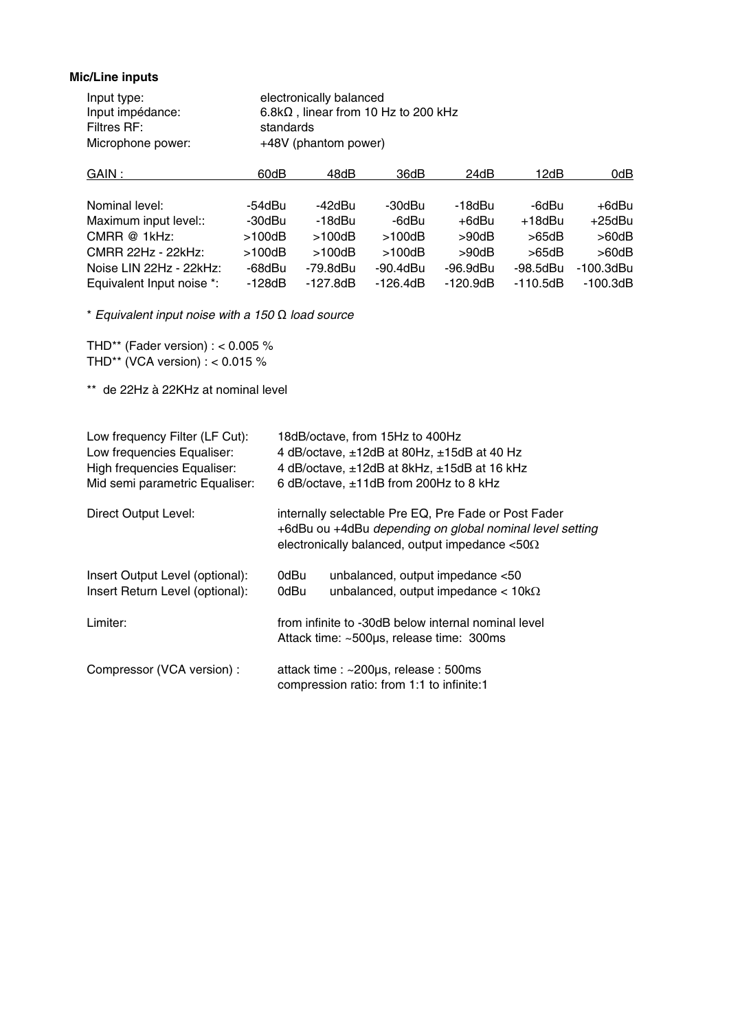**Mic/Line inputs**

| | |
|---|---|
| Input type: | electronically balanced |
| Input impédance: | 6.8kΩ , linear from 10 Hz to 200 kHz |
| Filtres RF: | standards |
| Microphone power: | +48V (phantom power) |

| GAIN : | 60dB | 48dB | 36dB | 24dB | 12dB | 0dB |
|---|---|---|---|---|---|---|
| Nominal level: | -54dBu | -42dBu | -30dBu | -18dBu | -6dBu | +6dBu |
| Maximum input level:: | -30dBu | -18dBu | -6dBu | +6dBu | +18dBu | +25dBu |
| CMRR @ 1kHz: | >100dB | >100dB | >100dB | >90dB | >65dB | >60dB |
| CMRR 22Hz - 22kHz: | >100dB | >100dB | >100dB | >90dB | >65dB | >60dB |
| Noise LIN 22Hz - 22kHz: | -68dBu | -79.8dBu | -90.4dBu | -96.9dBu | -98.5dBu | -100.3dBu |
| Equivalent Input noise *: | -128dB | -127.8dB | -126.4dB | -120.9dB | -110.5dB | -100.3dB |

* *Equivalent input noise with a 150 Ω load source*

THD** (Fader version) : < 0.005 %
THD** (VCA version) : < 0.015 %

** de 22Hz à 22KHz at nominal level

| | |
|---|---|
| Low frequency Filter (LF Cut): | 18dB/octave, from 15Hz to 400Hz |
| Low frequencies Equaliser: | 4 dB/octave, ±12dB at 80Hz, ±15dB at 40 Hz |
| High frequencies Equaliser: | 4 dB/octave, ±12dB at 8kHz, ±15dB at 16 kHz |
| Mid semi parametric Equaliser: | 6 dB/octave, ±11dB from 200Hz to 8 kHz |

Direct Output Level: internally selectable Pre EQ, Pre Fade or Post Fader
+6dBu ou +4dBu *depending on global nominal level setting*
electronically balanced, output impedance <50Ω

| | | |
|---|---|---|
| Insert Output Level (optional): | 0dBu | unbalanced, output impedance <50 |
| Insert Return Level (optional): | 0dBu | unbalanced, output impedance < 10kΩ |

Limiter: from infinite to -30dB below internal nominal level
Attack time: ~500µs, release time: 300ms

Compressor (VCA version) : attack time : ~200µs, release : 500ms
compression ratio: from 1:1 to infinite:1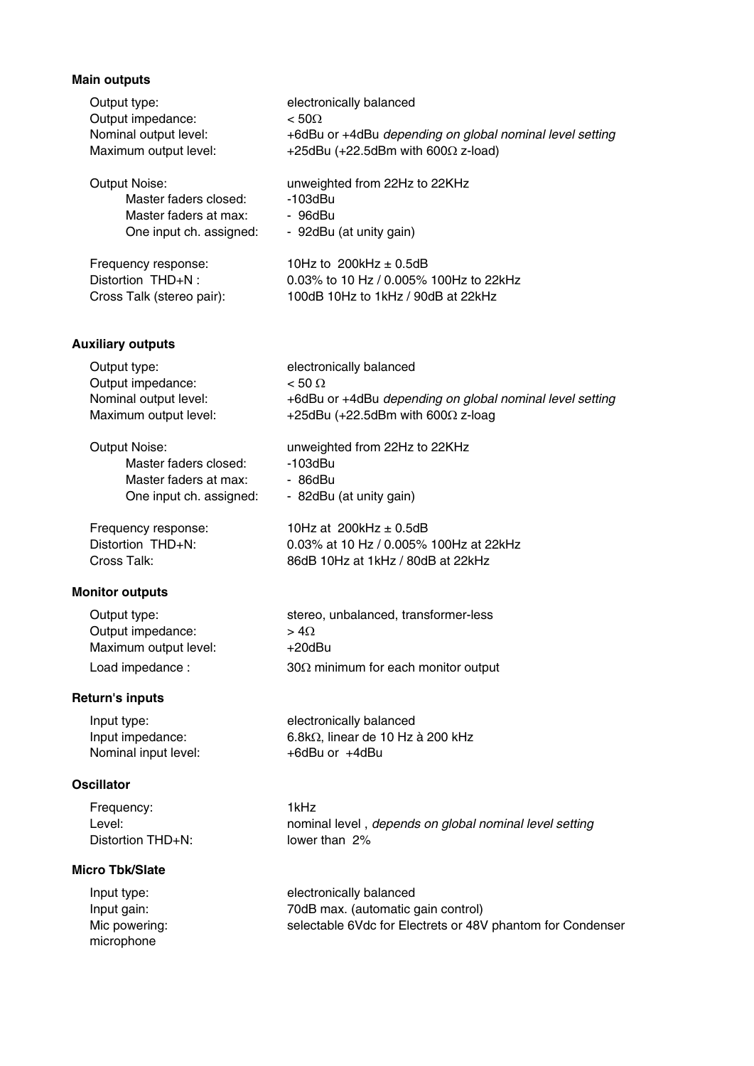### Main outputs

| | |
|---|---|
| Output type: | electronically balanced |
| Output impedance: | < 50Ω |
| Nominal output level: | +6dBu or +4dBu *depending on global nominal level setting* |
| Maximum output level: | +25dBu (+22.5dBm with 600Ω z-load) |
| Output Noise: | unweighted from 22Hz to 22KHz |
| Master faders closed: | -103dBu |
| Master faders at max: | - 96dBu |
| One input ch. assigned: | - 92dBu (at unity gain) |
| Frequency response: | 10Hz to 200kHz ± 0.5dB |
| Distortion THD+N : | 0.03% to 10 Hz / 0.005% 100Hz to 22kHz |
| Cross Talk (stereo pair): | 100dB 10Hz to 1kHz / 90dB at 22kHz |

### Auxiliary outputs

| | |
|---|---|
| Output type: | electronically balanced |
| Output impedance: | < 50 Ω |
| Nominal output level: | +6dBu or +4dBu *depending on global nominal level setting* |
| Maximum output level: | +25dBu (+22.5dBm with 600Ω z-loag |
| Output Noise: | unweighted from 22Hz to 22KHz |
| Master faders closed: | -103dBu |
| Master faders at max: | - 86dBu |
| One input ch. assigned: | - 82dBu (at unity gain) |
| Frequency response: | 10Hz at 200kHz ± 0.5dB |
| Distortion THD+N: | 0.03% at 10 Hz / 0.005% 100Hz at 22kHz |
| Cross Talk: | 86dB 10Hz at 1kHz / 80dB at 22kHz |

### Monitor outputs

| | |
|---|---|
| Output type: | stereo, unbalanced, transformer-less |
| Output impedance: | > 4Ω |
| Maximum output level: | +20dBu |
| Load impedance : | 30Ω minimum for each monitor output |

### Return's inputs

| | |
|---|---|
| Input type: | electronically balanced |
| Input impedance: | 6.8kΩ, linear de 10 Hz à 200 kHz |
| Nominal input level: | +6dBu or +4dBu |

### Oscillator

| | |
|---|---|
| Frequency: | 1kHz |
| Level: | nominal level , *depends on global nominal level setting* |
| Distortion THD+N: | lower than 2% |

### Micro Tbk/Slate

| | |
|---|---|
| Input type: | electronically balanced |
| Input gain: | 70dB max. (automatic gain control) |
| Mic powering: microphone | selectable 6Vdc for Electrets or 48V phantom for Condenser |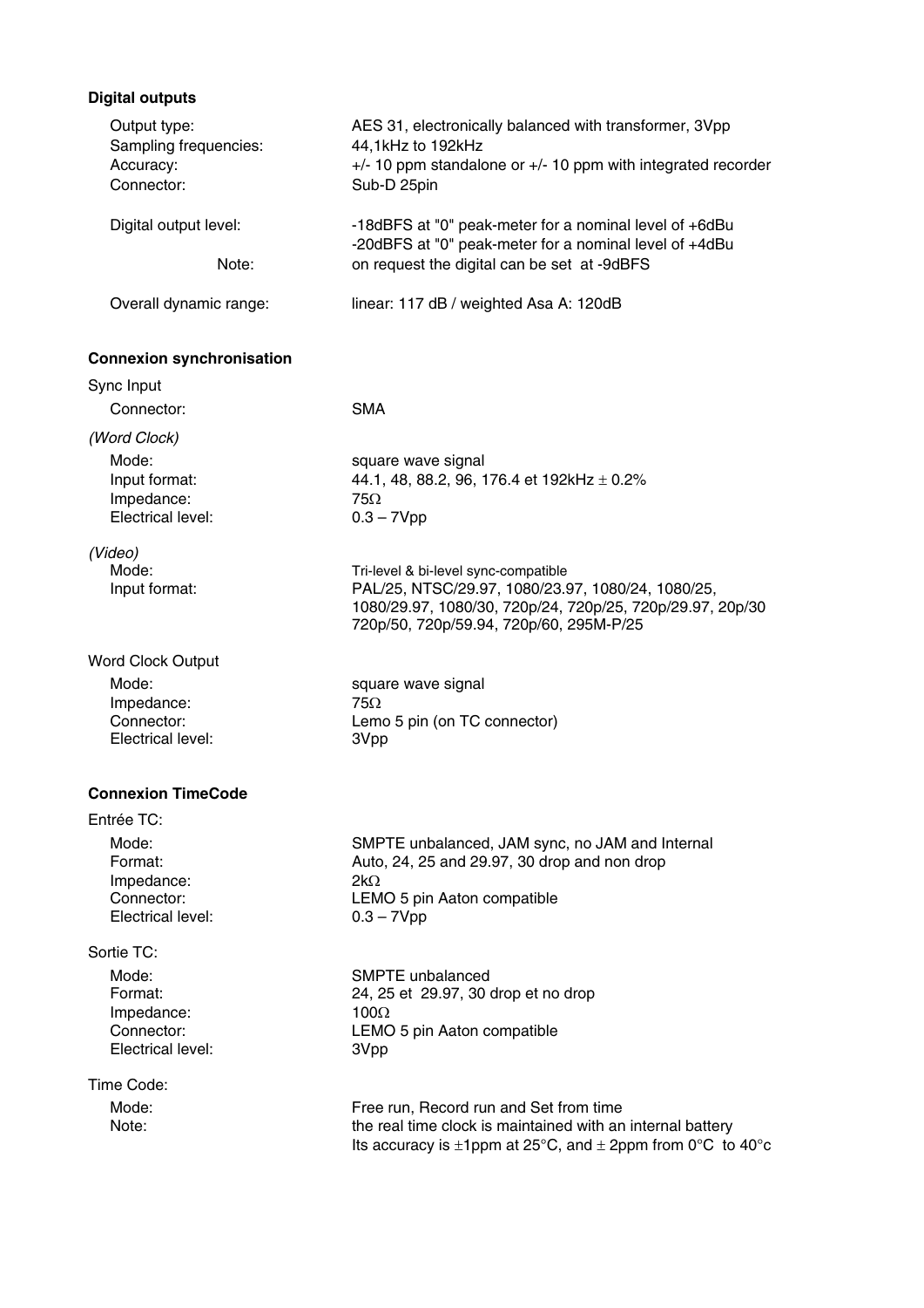### Digital outputs

| | |
|---|---|
| Output type: | AES 31, electronically balanced with transformer, 3Vpp |
| Sampling frequencies: | 44,1kHz to 192kHz |
| Accuracy: | +/- 10 ppm standalone or +/- 10 ppm with integrated recorder |
| Connector: | Sub-D 25pin |
| Digital output level: | -18dBFS at "0" peak-meter for a nominal level of +6dBu<br>-20dBFS at "0" peak-meter for a nominal level of +4dBu |
| Note: | on request the digital can be set at -9dBFS |
| Overall dynamic range: | linear: 117 dB / weighted Asa A: 120dB |

### Connexion synchronisation

Sync Input

| | |
|---|---|
| Connector: | SMA |

*(Word Clock)*

| | |
|---|---|
| Mode: | square wave signal |
| Input format: | 44.1, 48, 88.2, 96, 176.4 et 192kHz ± 0.2% |
| Impedance: | 75Ω |
| Electrical level: | 0.3 – 7Vpp |

*(Video)*

| | |
|---|---|
| Mode: | Tri-level & bi-level sync-compatible |
| Input format: | PAL/25, NTSC/29.97, 1080/23.97, 1080/24, 1080/25, 1080/29.97, 1080/30, 720p/24, 720p/25, 720p/29.97, 20p/30 720p/50, 720p/59.94, 720p/60, 295M-P/25 |

Word Clock Output

| | |
|---|---|
| Mode: | square wave signal |
| Impedance: | 75Ω |
| Connector: | Lemo 5 pin (on TC connector) |
| Electrical level: | 3Vpp |

### Connexion TimeCode

Entrée TC:

| | |
|---|---|
| Mode: | SMPTE unbalanced, JAM sync, no JAM and Internal |
| Format: | Auto, 24, 25 and 29.97, 30 drop and non drop |
| Impedance: | 2kΩ |
| Connector: | LEMO 5 pin Aaton compatible |
| Electrical level: | 0.3 – 7Vpp |

Sortie TC:

| | |
|---|---|
| Mode: | SMPTE unbalanced |
| Format: | 24, 25 et 29.97, 30 drop et no drop |
| Impedance: | 100Ω |
| Connector: | LEMO 5 pin Aaton compatible |
| Electrical level: | 3Vpp |

Time Code:

| | |
|---|---|
| Mode: | Free run, Record run and Set from time |
| Note: | the real time clock is maintained with an internal battery<br>Its accuracy is ±1ppm at 25°C, and ± 2ppm from 0°C to 40°c |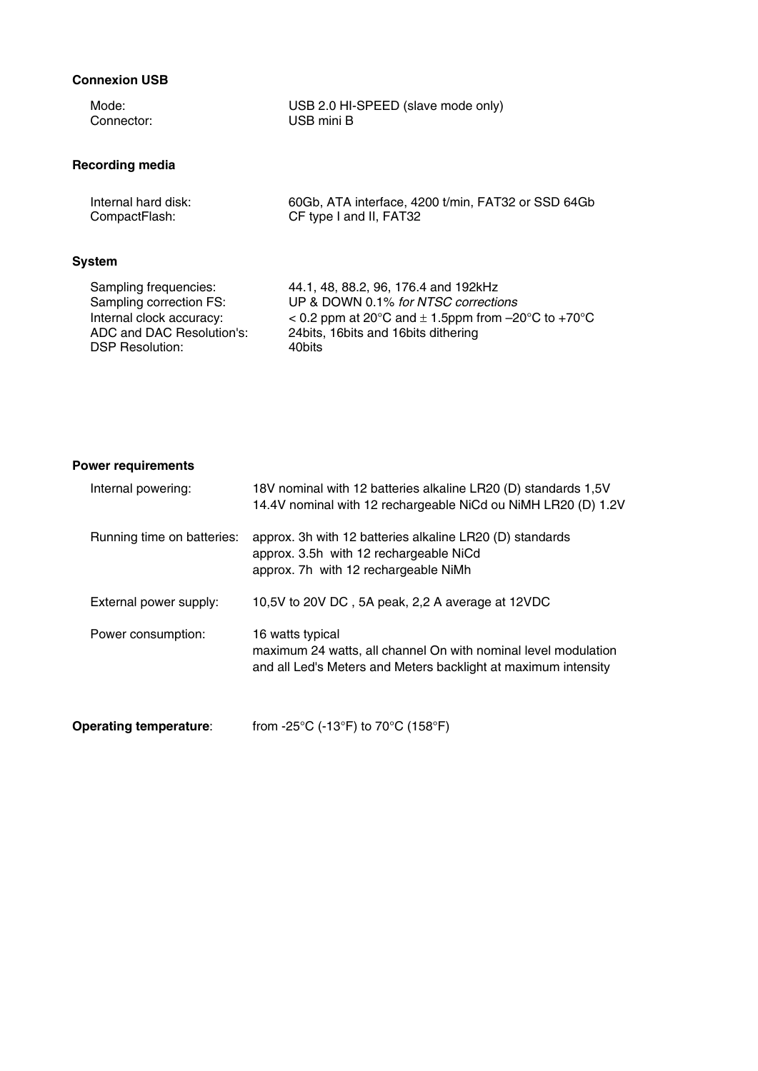**Connexion USB**

| | |
|---|---|
| Mode: | USB 2.0 HI-SPEED (slave mode only) |
| Connector: | USB mini B |

**Recording media**

| | |
|---|---|
| Internal hard disk: | 60Gb, ATA interface, 4200 t/min, FAT32 or SSD 64Gb |
| CompactFlash: | CF type I and II, FAT32 |

**System**

| | |
|---|---|
| Sampling frequencies: | 44.1, 48, 88.2, 96, 176.4 and 192kHz |
| Sampling correction FS: | UP & DOWN 0.1% *for NTSC corrections* |
| Internal clock accuracy: | < 0.2 ppm at 20°C and ± 1.5ppm from –20°C to +70°C |
| ADC and DAC Resolution's: | 24bits, 16bits and 16bits dithering |
| DSP Resolution: | 40bits |

**Power requirements**

| | |
|---|---|
| Internal powering: | 18V nominal with 12 batteries alkaline LR20 (D) standards 1,5V<br>14.4V nominal with 12 rechargeable NiCd ou NiMH LR20 (D) 1.2V |
| Running time on batteries: | approx. 3h with 12 batteries alkaline LR20 (D) standards<br>approx. 3.5h with 12 rechargeable NiCd<br>approx. 7h with 12 rechargeable NiMh |
| External power supply: | 10,5V to 20V DC , 5A peak, 2,2 A average at 12VDC |
| Power consumption: | 16 watts typical<br>maximum 24 watts, all channel On with nominal level modulation and all Led's Meters and Meters backlight at maximum intensity |

**Operating temperature**: from -25°C (-13°F) to 70°C (158°F)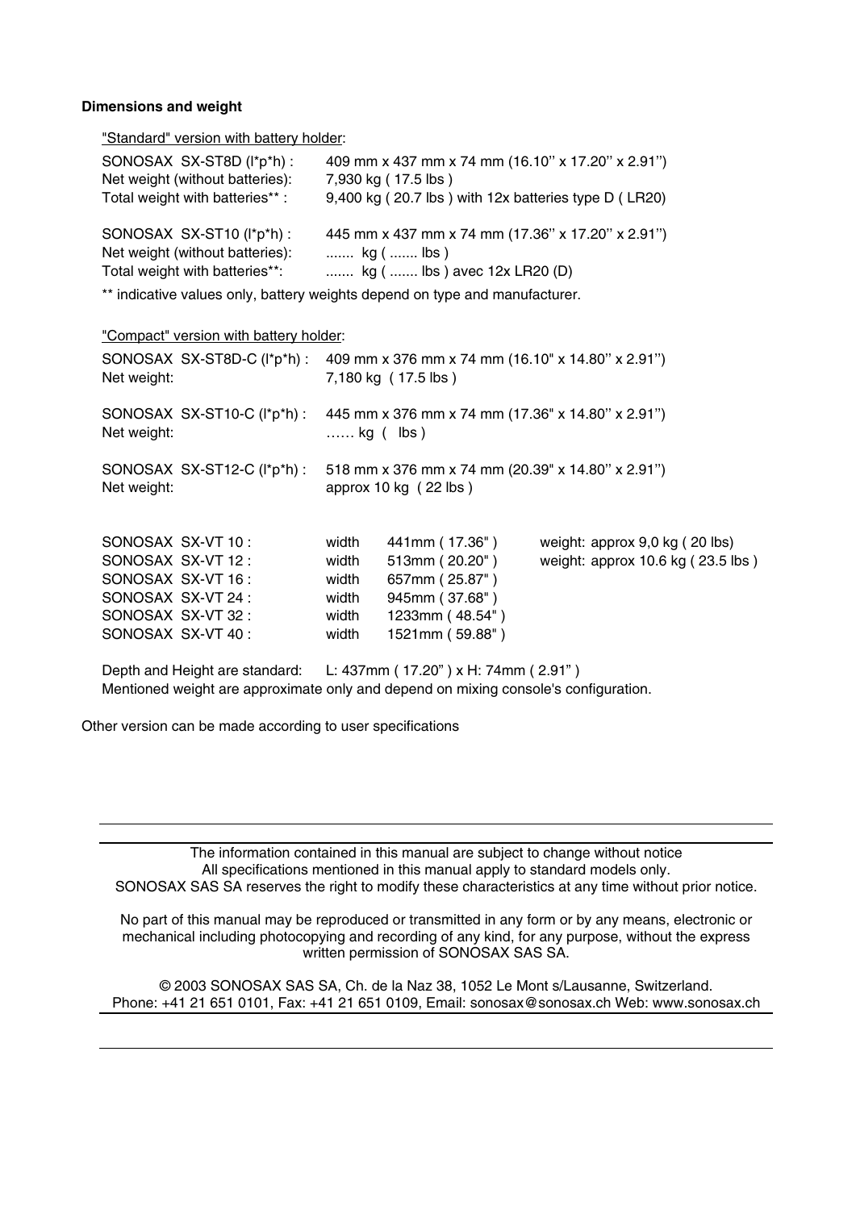**Dimensions and weight**

"Standard" version with battery holder:

| | |
|---|---|
| SONOSAX SX-ST8D (l*p*h) : | 409 mm x 437 mm x 74 mm (16.10'' x 17.20'' x 2.91'') |
| Net weight (without batteries): | 7,930 kg ( 17.5 lbs ) |
| Total weight with batteries** : | 9,400 kg ( 20.7 lbs ) with 12x batteries type D ( LR20) |

| | |
|---|---|
| SONOSAX SX-ST10 (l*p*h) : | 445 mm x 437 mm x 74 mm (17.36'' x 17.20'' x 2.91'') |
| Net weight (without batteries): | ....... kg ( ....... lbs ) |
| Total weight with batteries**: | ....... kg ( ....... lbs ) avec 12x LR20 (D) |

** indicative values only, battery weights depend on type and manufacturer.

"Compact" version with battery holder:

| | |
|---|---|
| SONOSAX SX-ST8D-C (l*p*h) : | 409 mm x 376 mm x 74 mm (16.10" x 14.80'' x 2.91'') |
| Net weight: | 7,180 kg ( 17.5 lbs ) |

| | |
|---|---|
| SONOSAX SX-ST10-C (l*p*h) : | 445 mm x 376 mm x 74 mm (17.36" x 14.80'' x 2.91'') |
| Net weight: | …… kg ( lbs ) |

| | |
|---|---|
| SONOSAX SX-ST12-C (l*p*h) : | 518 mm x 376 mm x 74 mm (20.39" x 14.80'' x 2.91'') |
| Net weight: | approx 10 kg ( 22 lbs ) |

| | | | |
|---|---|---|---|
| SONOSAX SX-VT 10 : | width | 441mm ( 17.36" ) | weight: approx 9,0 kg ( 20 lbs) |
| SONOSAX SX-VT 12 : | width | 513mm ( 20.20" ) | weight: approx 10.6 kg ( 23.5 lbs ) |
| SONOSAX SX-VT 16 : | width | 657mm ( 25.87" ) | |
| SONOSAX SX-VT 24 : | width | 945mm ( 37.68" ) | |
| SONOSAX SX-VT 32 : | width | 1233mm ( 48.54" ) | |
| SONOSAX SX-VT 40 : | width | 1521mm ( 59.88" ) | |

Depth and Height are standard: L: 437mm ( 17.20" ) x H: 74mm ( 2.91" )
Mentioned weight are approximate only and depend on mixing console's configuration.

Other version can be made according to user specifications

---

The information contained in this manual are subject to change without notice
All specifications mentioned in this manual apply to standard models only.
SONOSAX SAS SA reserves the right to modify these characteristics at any time without prior notice.

No part of this manual may be reproduced or transmitted in any form or by any means, electronic or mechanical including photocopying and recording of any kind, for any purpose, without the express written permission of SONOSAX SAS SA.

© 2003 SONOSAX SAS SA, Ch. de la Naz 38, 1052 Le Mont s/Lausanne, Switzerland.
Phone: +41 21 651 0101, Fax: +41 21 651 0109, Email: sonosax@sonosax.ch Web: www.sonosax.ch